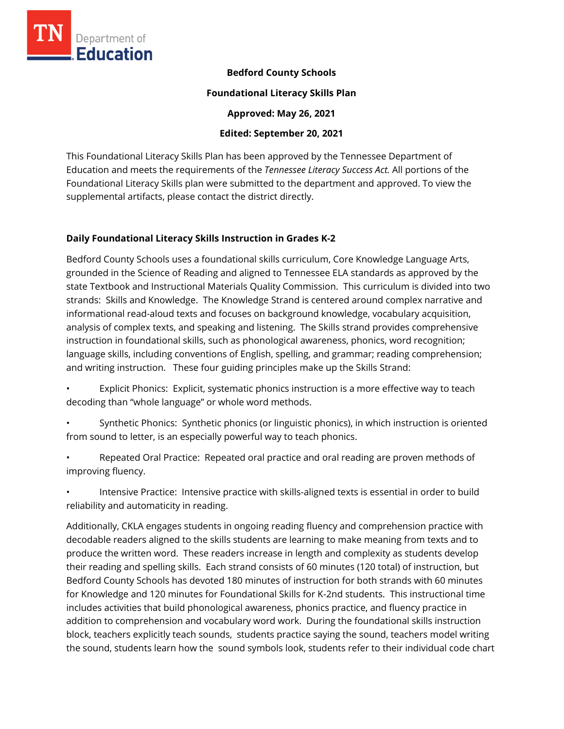TN Department of Education

**Bedford County Schools**

**Foundational Literacy Skills Plan**

**Approved: May 26, 2021**

**Edited: September 20, 2021**

This Foundational Literacy Skills Plan has been approved by the Tennessee Department of Education and meets the requirements of the *Tennessee Literacy Success Act.* All portions of the Foundational Literacy Skills plan were submitted to the department and approved. To view the supplemental artifacts, please contact the district directly.

## Daily Foundational Literacy Skills Instruction in Grades K-2

Bedford County Schools uses a foundational skills curriculum, Core Knowledge Language Arts, grounded in the Science of Reading and aligned to Tennessee ELA standards as approved by the state Textbook and Instructional Materials Quality Commission. This curriculum is divided into two strands: Skills and Knowledge. The Knowledge Strand is centered around complex narrative and informational read-aloud texts and focuses on background knowledge, vocabulary acquisition, analysis of complex texts, and speaking and listening. The Skills strand provides comprehensive instruction in foundational skills, such as phonological awareness, phonics, word recognition; language skills, including conventions of English, spelling, and grammar; reading comprehension; and writing instruction. These four guiding principles make up the Skills Strand:

- Explicit Phonics: Explicit, systematic phonics instruction is a more effective way to teach decoding than "whole language" or whole word methods.
- Synthetic Phonics: Synthetic phonics (or linguistic phonics), in which instruction is oriented from sound to letter, is an especially powerful way to teach phonics.
- Repeated Oral Practice: Repeated oral practice and oral reading are proven methods of improving fluency.
- Intensive Practice: Intensive practice with skills-aligned texts is essential in order to build reliability and automaticity in reading.

Additionally, CKLA engages students in ongoing reading fluency and comprehension practice with decodable readers aligned to the skills students are learning to make meaning from texts and to produce the written word. These readers increase in length and complexity as students develop their reading and spelling skills. Each strand consists of 60 minutes (120 total) of instruction, but Bedford County Schools has devoted 180 minutes of instruction for both strands with 60 minutes for Knowledge and 120 minutes for Foundational Skills for K-2nd students. This instructional time includes activities that build phonological awareness, phonics practice, and fluency practice in addition to comprehension and vocabulary word work. During the foundational skills instruction block, teachers explicitly teach sounds, students practice saying the sound, teachers model writing the sound, students learn how the sound symbols look, students refer to their individual code chart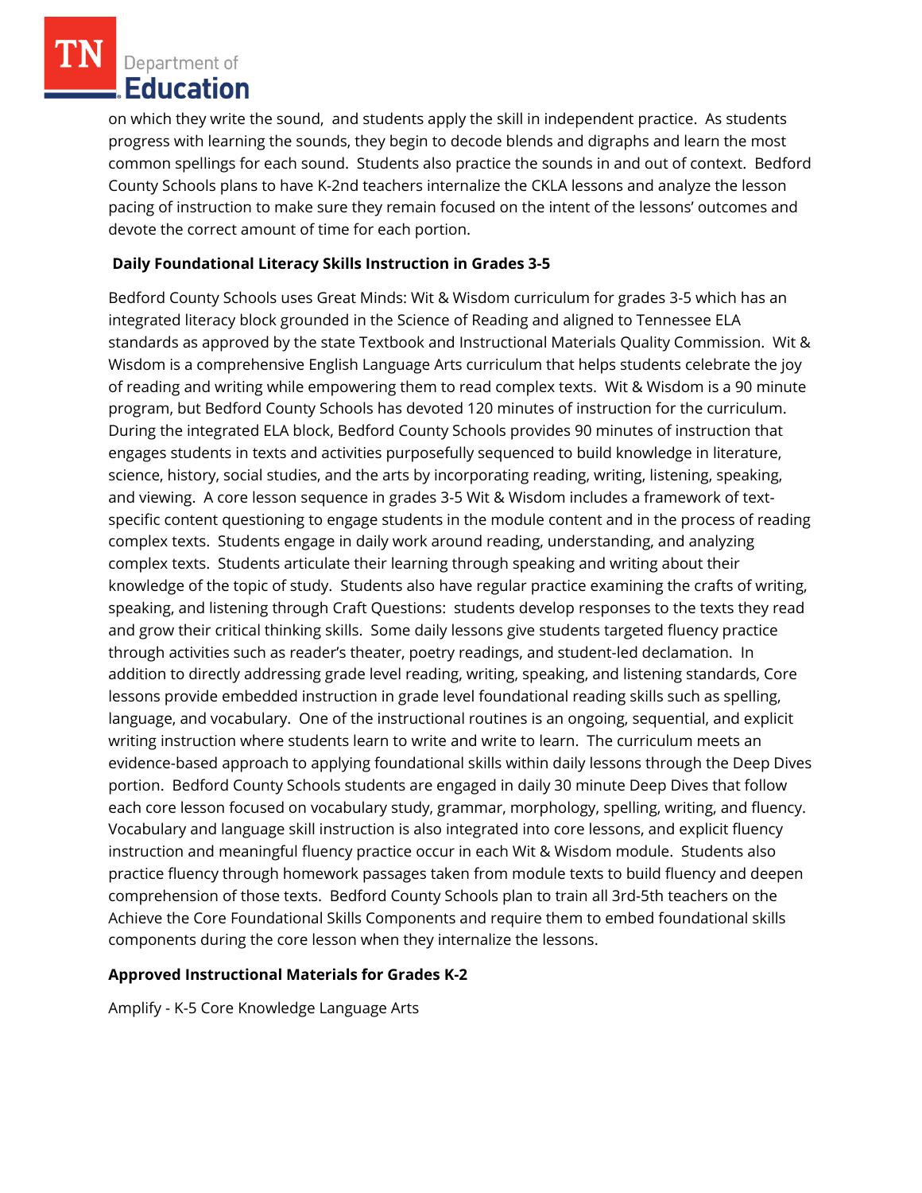on which they write the sound, and students apply the skill in independent practice. As students progress with learning the sounds, they begin to decode blends and digraphs and learn the most common spellings for each sound. Students also practice the sounds in and out of context. Bedford County Schools plans to have K-2nd teachers internalize the CKLA lessons and analyze the lesson pacing of instruction to make sure they remain focused on the intent of the lessons' outcomes and devote the correct amount of time for each portion.

**Daily Foundational Literacy Skills Instruction in Grades 3-5**

Bedford County Schools uses Great Minds: Wit & Wisdom curriculum for grades 3-5 which has an integrated literacy block grounded in the Science of Reading and aligned to Tennessee ELA standards as approved by the state Textbook and Instructional Materials Quality Commission. Wit & Wisdom is a comprehensive English Language Arts curriculum that helps students celebrate the joy of reading and writing while empowering them to read complex texts. Wit & Wisdom is a 90 minute program, but Bedford County Schools has devoted 120 minutes of instruction for the curriculum. During the integrated ELA block, Bedford County Schools provides 90 minutes of instruction that engages students in texts and activities purposefully sequenced to build knowledge in literature, science, history, social studies, and the arts by incorporating reading, writing, listening, speaking, and viewing. A core lesson sequence in grades 3-5 Wit & Wisdom includes a framework of text-specific content questioning to engage students in the module content and in the process of reading complex texts. Students engage in daily work around reading, understanding, and analyzing complex texts. Students articulate their learning through speaking and writing about their knowledge of the topic of study. Students also have regular practice examining the crafts of writing, speaking, and listening through Craft Questions: students develop responses to the texts they read and grow their critical thinking skills. Some daily lessons give students targeted fluency practice through activities such as reader's theater, poetry readings, and student-led declamation. In addition to directly addressing grade level reading, writing, speaking, and listening standards, Core lessons provide embedded instruction in grade level foundational reading skills such as spelling, language, and vocabulary. One of the instructional routines is an ongoing, sequential, and explicit writing instruction where students learn to write and write to learn. The curriculum meets an evidence-based approach to applying foundational skills within daily lessons through the Deep Dives portion. Bedford County Schools students are engaged in daily 30 minute Deep Dives that follow each core lesson focused on vocabulary study, grammar, morphology, spelling, writing, and fluency. Vocabulary and language skill instruction is also integrated into core lessons, and explicit fluency instruction and meaningful fluency practice occur in each Wit & Wisdom module. Students also practice fluency through homework passages taken from module texts to build fluency and deepen comprehension of those texts. Bedford County Schools plan to train all 3rd-5th teachers on the Achieve the Core Foundational Skills Components and require them to embed foundational skills components during the core lesson when they internalize the lessons.

**Approved Instructional Materials for Grades K-2**

Amplify - K-5 Core Knowledge Language Arts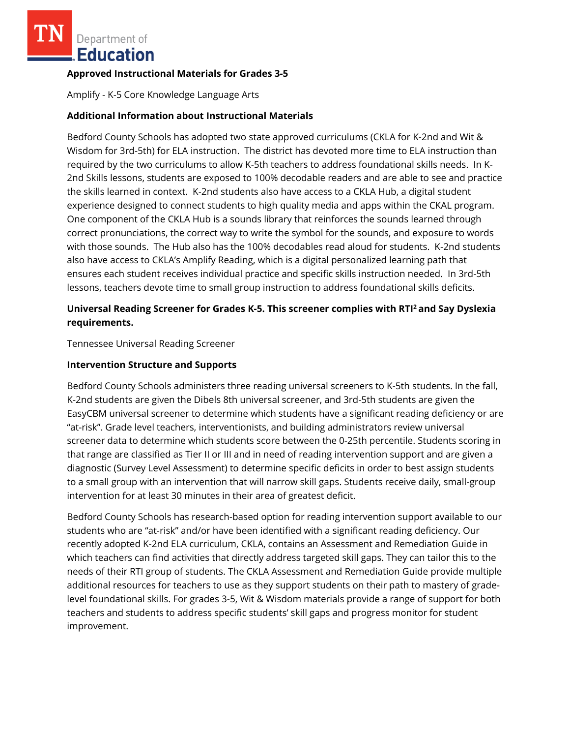**Approved Instructional Materials for Grades 3-5**

Amplify - K-5 Core Knowledge Language Arts

**Additional Information about Instructional Materials**

Bedford County Schools has adopted two state approved curriculums (CKLA for K-2nd and Wit & Wisdom for 3rd-5th) for ELA instruction. The district has devoted more time to ELA instruction than required by the two curriculums to allow K-5th teachers to address foundational skills needs. In K-2nd Skills lessons, students are exposed to 100% decodable readers and are able to see and practice the skills learned in context. K-2nd students also have access to a CKLA Hub, a digital student experience designed to connect students to high quality media and apps within the CKAL program. One component of the CKLA Hub is a sounds library that reinforces the sounds learned through correct pronunciations, the correct way to write the symbol for the sounds, and exposure to words with those sounds. The Hub also has the 100% decodables read aloud for students. K-2nd students also have access to CKLA's Amplify Reading, which is a digital personalized learning path that ensures each student receives individual practice and specific skills instruction needed. In 3rd-5th lessons, teachers devote time to small group instruction to address foundational skills deficits.

**Universal Reading Screener for Grades K-5. This screener complies with RTI² and Say Dyslexia requirements.**

Tennessee Universal Reading Screener

**Intervention Structure and Supports**

Bedford County Schools administers three reading universal screeners to K-5th students. In the fall, K-2nd students are given the Dibels 8th universal screener, and 3rd-5th students are given the EasyCBM universal screener to determine which students have a significant reading deficiency or are "at-risk". Grade level teachers, interventionists, and building administrators review universal screener data to determine which students score between the 0-25th percentile. Students scoring in that range are classified as Tier II or III and in need of reading intervention support and are given a diagnostic (Survey Level Assessment) to determine specific deficits in order to best assign students to a small group with an intervention that will narrow skill gaps. Students receive daily, small-group intervention for at least 30 minutes in their area of greatest deficit.

Bedford County Schools has research-based option for reading intervention support available to our students who are "at-risk" and/or have been identified with a significant reading deficiency. Our recently adopted K-2nd ELA curriculum, CKLA, contains an Assessment and Remediation Guide in which teachers can find activities that directly address targeted skill gaps. They can tailor this to the needs of their RTI group of students. The CKLA Assessment and Remediation Guide provide multiple additional resources for teachers to use as they support students on their path to mastery of grade-level foundational skills. For grades 3-5, Wit & Wisdom materials provide a range of support for both teachers and students to address specific students' skill gaps and progress monitor for student improvement.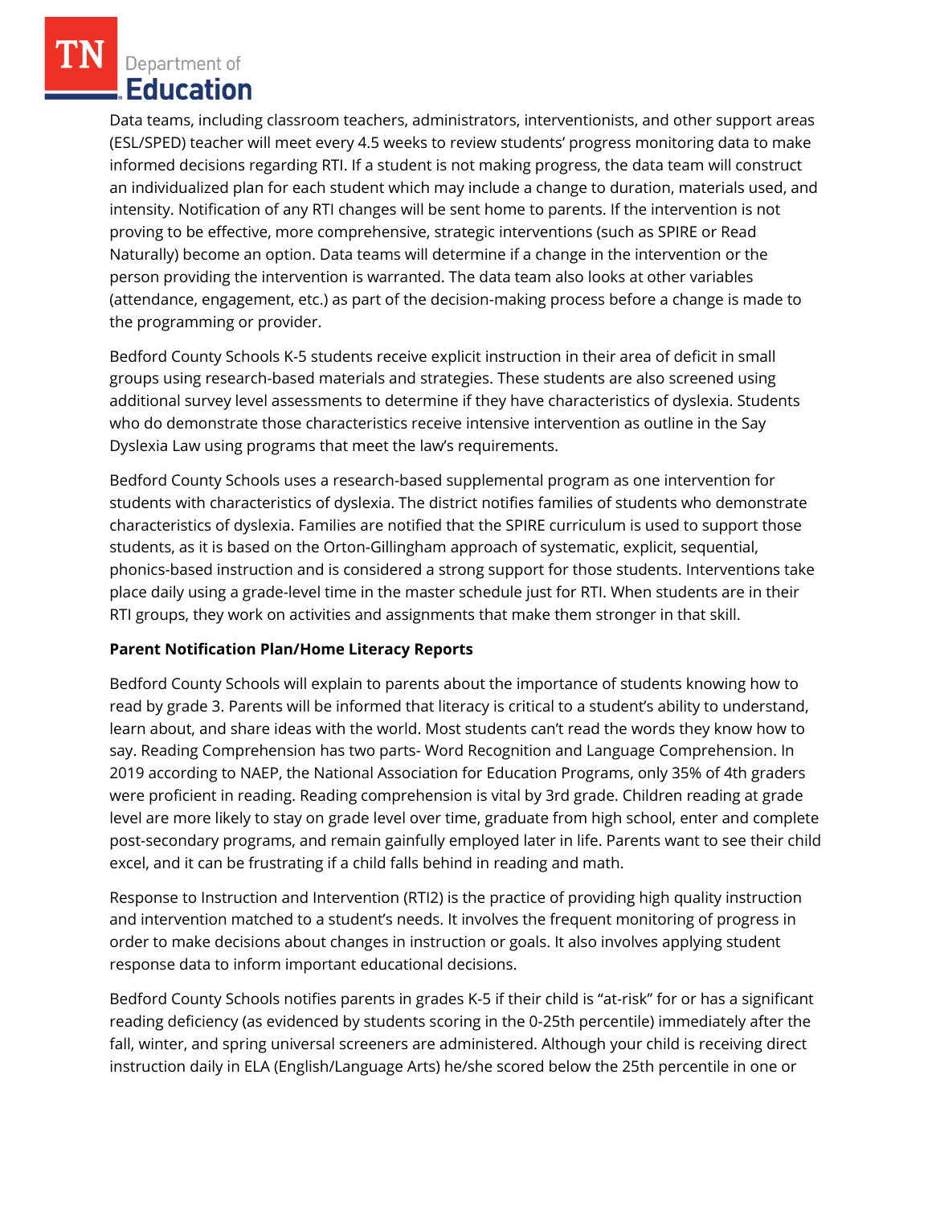Data teams, including classroom teachers, administrators, interventionists, and other support areas (ESL/SPED) teacher will meet every 4.5 weeks to review students' progress monitoring data to make informed decisions regarding RTI. If a student is not making progress, the data team will construct an individualized plan for each student which may include a change to duration, materials used, and intensity. Notification of any RTI changes will be sent home to parents. If the intervention is not proving to be effective, more comprehensive, strategic interventions (such as SPIRE or Read Naturally) become an option. Data teams will determine if a change in the intervention or the person providing the intervention is warranted. The data team also looks at other variables (attendance, engagement, etc.) as part of the decision-making process before a change is made to the programming or provider.

Bedford County Schools K-5 students receive explicit instruction in their area of deficit in small groups using research-based materials and strategies. These students are also screened using additional survey level assessments to determine if they have characteristics of dyslexia. Students who do demonstrate those characteristics receive intensive intervention as outline in the Say Dyslexia Law using programs that meet the law's requirements.

Bedford County Schools uses a research-based supplemental program as one intervention for students with characteristics of dyslexia. The district notifies families of students who demonstrate characteristics of dyslexia. Families are notified that the SPIRE curriculum is used to support those students, as it is based on the Orton-Gillingham approach of systematic, explicit, sequential, phonics-based instruction and is considered a strong support for those students. Interventions take place daily using a grade-level time in the master schedule just for RTI. When students are in their RTI groups, they work on activities and assignments that make them stronger in that skill.

**Parent Notification Plan/Home Literacy Reports**

Bedford County Schools will explain to parents about the importance of students knowing how to read by grade 3. Parents will be informed that literacy is critical to a student's ability to understand, learn about, and share ideas with the world. Most students can't read the words they know how to say. Reading Comprehension has two parts- Word Recognition and Language Comprehension. In 2019 according to NAEP, the National Association for Education Programs, only 35% of 4th graders were proficient in reading. Reading comprehension is vital by 3rd grade. Children reading at grade level are more likely to stay on grade level over time, graduate from high school, enter and complete post-secondary programs, and remain gainfully employed later in life. Parents want to see their child excel, and it can be frustrating if a child falls behind in reading and math.

Response to Instruction and Intervention (RTI2) is the practice of providing high quality instruction and intervention matched to a student's needs. It involves the frequent monitoring of progress in order to make decisions about changes in instruction or goals. It also involves applying student response data to inform important educational decisions.

Bedford County Schools notifies parents in grades K-5 if their child is "at-risk" for or has a significant reading deficiency (as evidenced by students scoring in the 0-25th percentile) immediately after the fall, winter, and spring universal screeners are administered. Although your child is receiving direct instruction daily in ELA (English/Language Arts) he/she scored below the 25th percentile in one or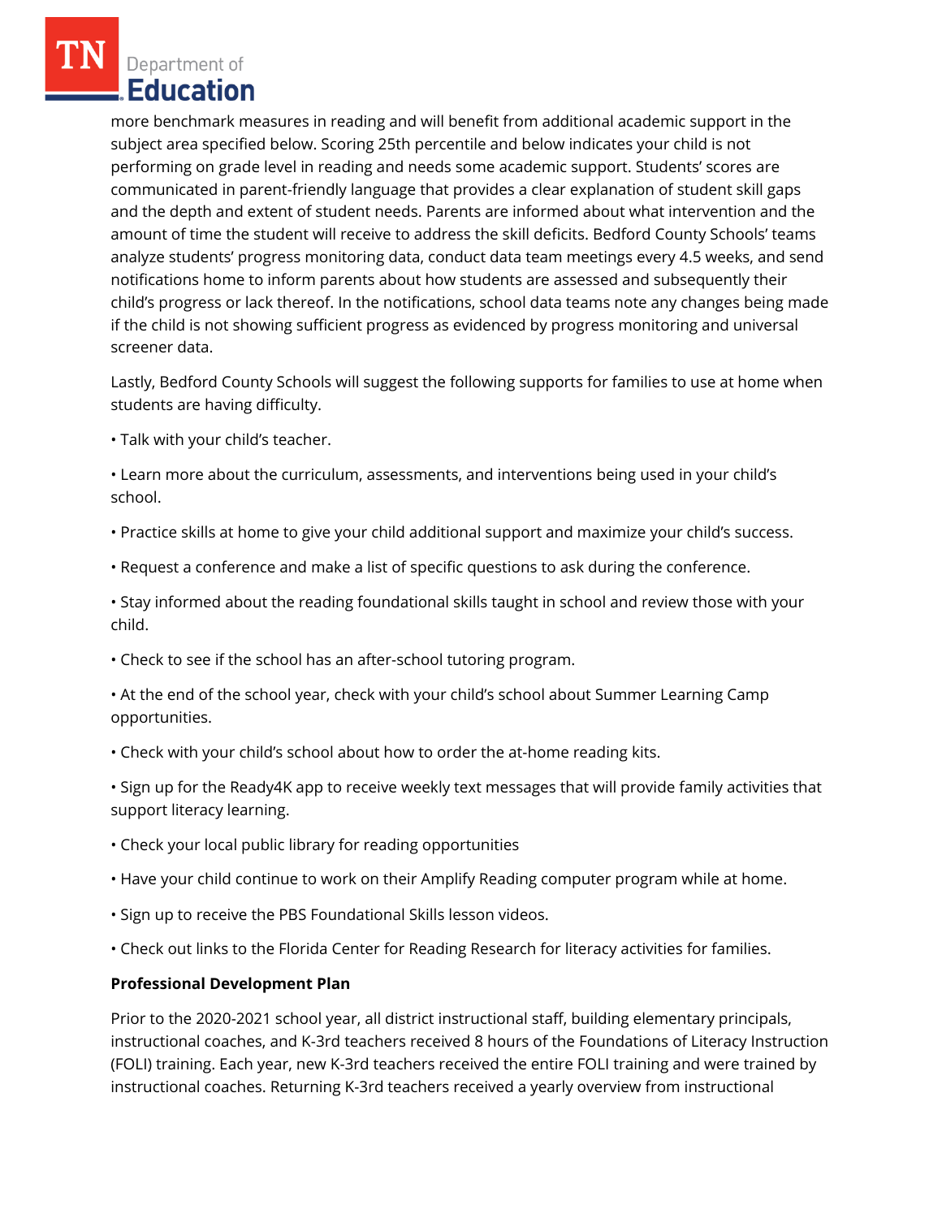more benchmark measures in reading and will benefit from additional academic support in the subject area specified below. Scoring 25th percentile and below indicates your child is not performing on grade level in reading and needs some academic support. Students' scores are communicated in parent-friendly language that provides a clear explanation of student skill gaps and the depth and extent of student needs. Parents are informed about what intervention and the amount of time the student will receive to address the skill deficits. Bedford County Schools' teams analyze students' progress monitoring data, conduct data team meetings every 4.5 weeks, and send notifications home to inform parents about how students are assessed and subsequently their child's progress or lack thereof. In the notifications, school data teams note any changes being made if the child is not showing sufficient progress as evidenced by progress monitoring and universal screener data.

Lastly, Bedford County Schools will suggest the following supports for families to use at home when students are having difficulty.

- Talk with your child's teacher.
- Learn more about the curriculum, assessments, and interventions being used in your child's school.
- Practice skills at home to give your child additional support and maximize your child's success.
- Request a conference and make a list of specific questions to ask during the conference.
- Stay informed about the reading foundational skills taught in school and review those with your child.
- Check to see if the school has an after-school tutoring program.
- At the end of the school year, check with your child's school about Summer Learning Camp opportunities.
- Check with your child's school about how to order the at-home reading kits.
- Sign up for the Ready4K app to receive weekly text messages that will provide family activities that support literacy learning.
- Check your local public library for reading opportunities
- Have your child continue to work on their Amplify Reading computer program while at home.
- Sign up to receive the PBS Foundational Skills lesson videos.
- Check out links to the Florida Center for Reading Research for literacy activities for families.

**Professional Development Plan**

Prior to the 2020-2021 school year, all district instructional staff, building elementary principals, instructional coaches, and K-3rd teachers received 8 hours of the Foundations of Literacy Instruction (FOLI) training. Each year, new K-3rd teachers received the entire FOLI training and were trained by instructional coaches. Returning K-3rd teachers received a yearly overview from instructional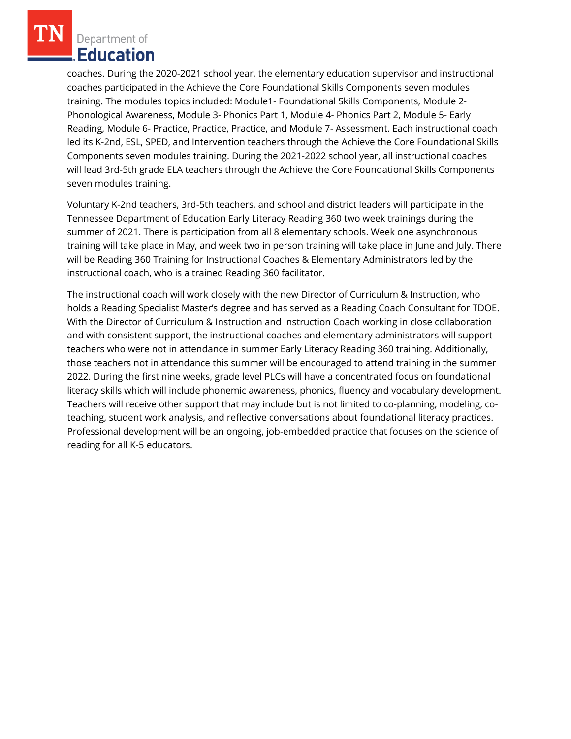coaches. During the 2020-2021 school year, the elementary education supervisor and instructional coaches participated in the Achieve the Core Foundational Skills Components seven modules training. The modules topics included: Module1- Foundational Skills Components, Module 2- Phonological Awareness, Module 3- Phonics Part 1, Module 4- Phonics Part 2, Module 5- Early Reading, Module 6- Practice, Practice, Practice, and Module 7- Assessment. Each instructional coach led its K-2nd, ESL, SPED, and Intervention teachers through the Achieve the Core Foundational Skills Components seven modules training. During the 2021-2022 school year, all instructional coaches will lead 3rd-5th grade ELA teachers through the Achieve the Core Foundational Skills Components seven modules training.

Voluntary K-2nd teachers, 3rd-5th teachers, and school and district leaders will participate in the Tennessee Department of Education Early Literacy Reading 360 two week trainings during the summer of 2021. There is participation from all 8 elementary schools. Week one asynchronous training will take place in May, and week two in person training will take place in June and July. There will be Reading 360 Training for Instructional Coaches & Elementary Administrators led by the instructional coach, who is a trained Reading 360 facilitator.

The instructional coach will work closely with the new Director of Curriculum & Instruction, who holds a Reading Specialist Master's degree and has served as a Reading Coach Consultant for TDOE. With the Director of Curriculum & Instruction and Instruction Coach working in close collaboration and with consistent support, the instructional coaches and elementary administrators will support teachers who were not in attendance in summer Early Literacy Reading 360 training. Additionally, those teachers not in attendance this summer will be encouraged to attend training in the summer 2022. During the first nine weeks, grade level PLCs will have a concentrated focus on foundational literacy skills which will include phonemic awareness, phonics, fluency and vocabulary development. Teachers will receive other support that may include but is not limited to co-planning, modeling, co-teaching, student work analysis, and reflective conversations about foundational literacy practices. Professional development will be an ongoing, job-embedded practice that focuses on the science of reading for all K-5 educators.